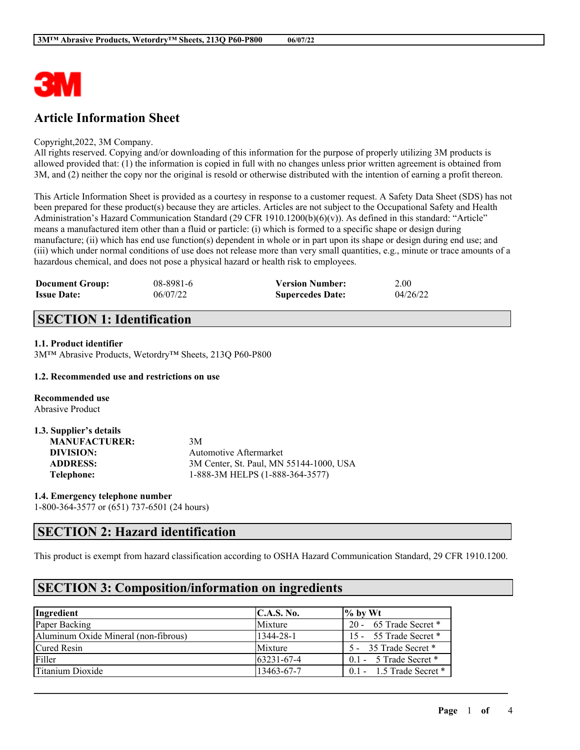# Article Information Sheet

Copyright,2022, 3M Company.
All rights reserved. Copying and/or downloading of this information for the purpose of properly utilizing 3M products is allowed provided that: (1) the information is copied in full with no changes unless prior written agreement is obtained from 3M, and (2) neither the copy nor the original is resold or otherwise distributed with the intention of earning a profit thereon.

This Article Information Sheet is provided as a courtesy in response to a customer request. A Safety Data Sheet (SDS) has not been prepared for these product(s) because they are articles. Articles are not subject to the Occupational Safety and Health Administration's Hazard Communication Standard (29 CFR 1910.1200(b)(6)(v)). As defined in this standard: "Article" means a manufactured item other than a fluid or particle: (i) which is formed to a specific shape or design during manufacture; (ii) which has end use function(s) dependent in whole or in part upon its shape or design during end use; and (iii) which under normal conditions of use does not release more than very small quantities, e.g., minute or trace amounts of a hazardous chemical, and does not pose a physical hazard or health risk to employees.

| | | | |
|---|---|---|---|
| **Document Group:** | 08-8981-6 | **Version Number:** | 2.00 |
| **Issue Date:** | 06/07/22 | **Supercedes Date:** | 04/26/22 |

## SECTION 1: Identification

### 1.1. Product identifier

3M™ Abrasive Products, Wetordry™ Sheets, 213Q P60-P800

### 1.2. Recommended use and restrictions on use

**Recommended use**
Abrasive Product

### 1.3. Supplier's details

| | |
|---|---|
| **MANUFACTURER:** | 3M |
| **DIVISION:** | Automotive Aftermarket |
| **ADDRESS:** | 3M Center, St. Paul, MN 55144-1000, USA |
| **Telephone:** | 1-888-3M HELPS (1-888-364-3577) |

### 1.4. Emergency telephone number

1-800-364-3577 or (651) 737-6501 (24 hours)

## SECTION 2: Hazard identification

This product is exempt from hazard classification according to OSHA Hazard Communication Standard, 29 CFR 1910.1200.

## SECTION 3: Composition/information on ingredients

| Ingredient | C.A.S. No. | % by Wt |
|---|---|---|
| Paper Backing | Mixture | 20 - 65 Trade Secret * |
| Aluminum Oxide Mineral (non-fibrous) | 1344-28-1 | 15 - 55 Trade Secret * |
| Cured Resin | Mixture | 5 - 35 Trade Secret * |
| Filler | 63231-67-4 | 0.1 - 5 Trade Secret * |
| Titanium Dioxide | 13463-67-7 | 0.1 - 1.5 Trade Secret * |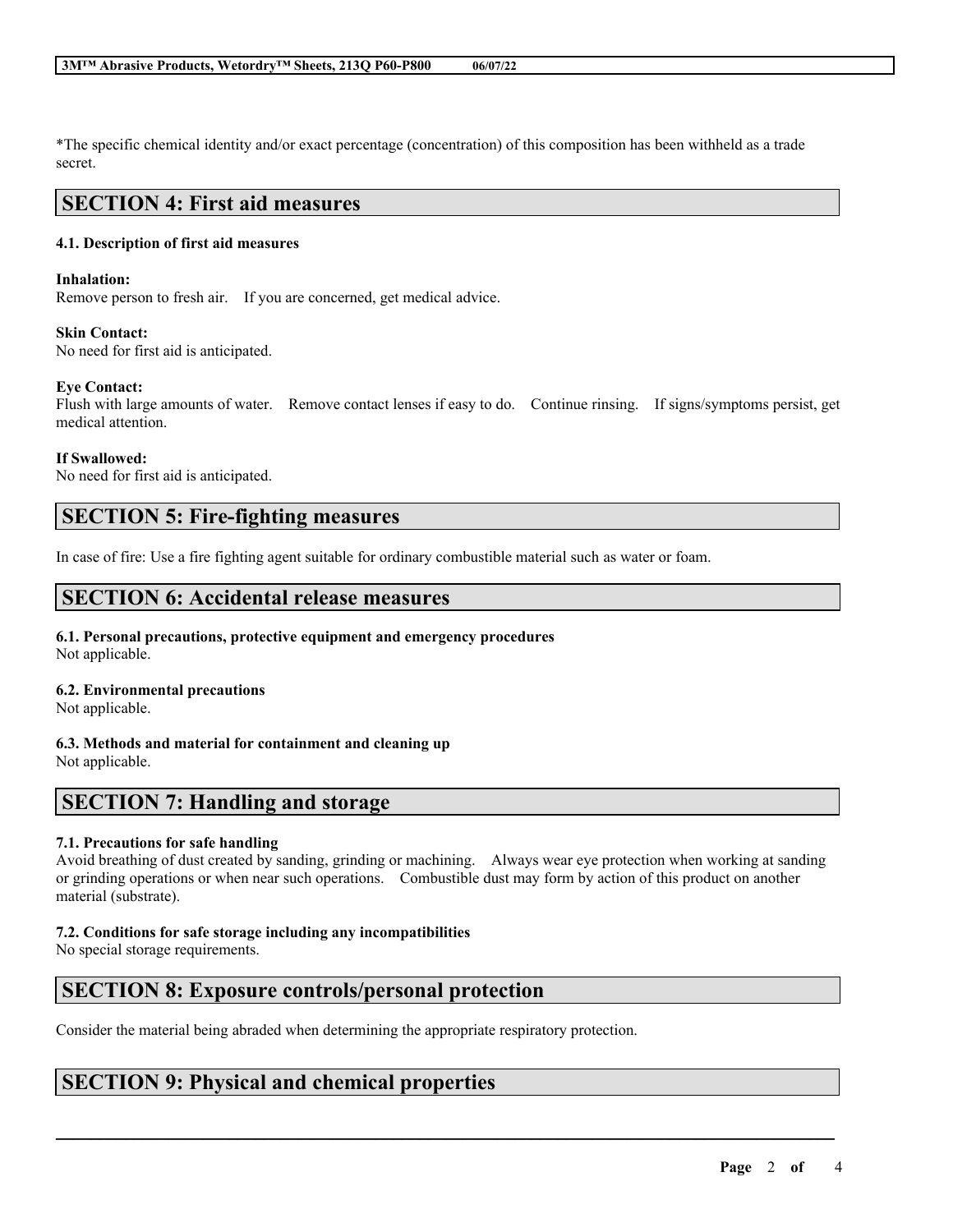*The specific chemical identity and/or exact percentage (concentration) of this composition has been withheld as a trade secret.

## SECTION 4: First aid measures

### 4.1. Description of first aid measures

**Inhalation:**
Remove person to fresh air. If you are concerned, get medical advice.

**Skin Contact:**
No need for first aid is anticipated.

**Eye Contact:**
Flush with large amounts of water. Remove contact lenses if easy to do. Continue rinsing. If signs/symptoms persist, get medical attention.

**If Swallowed:**
No need for first aid is anticipated.

## SECTION 5: Fire-fighting measures

In case of fire: Use a fire fighting agent suitable for ordinary combustible material such as water or foam.

## SECTION 6: Accidental release measures

### 6.1. Personal precautions, protective equipment and emergency procedures
Not applicable.

### 6.2. Environmental precautions
Not applicable.

### 6.3. Methods and material for containment and cleaning up
Not applicable.

## SECTION 7: Handling and storage

### 7.1. Precautions for safe handling
Avoid breathing of dust created by sanding, grinding or machining. Always wear eye protection when working at sanding or grinding operations or when near such operations. Combustible dust may form by action of this product on another material (substrate).

### 7.2. Conditions for safe storage including any incompatibilities
No special storage requirements.

## SECTION 8: Exposure controls/personal protection

Consider the material being abraded when determining the appropriate respiratory protection.

## SECTION 9: Physical and chemical properties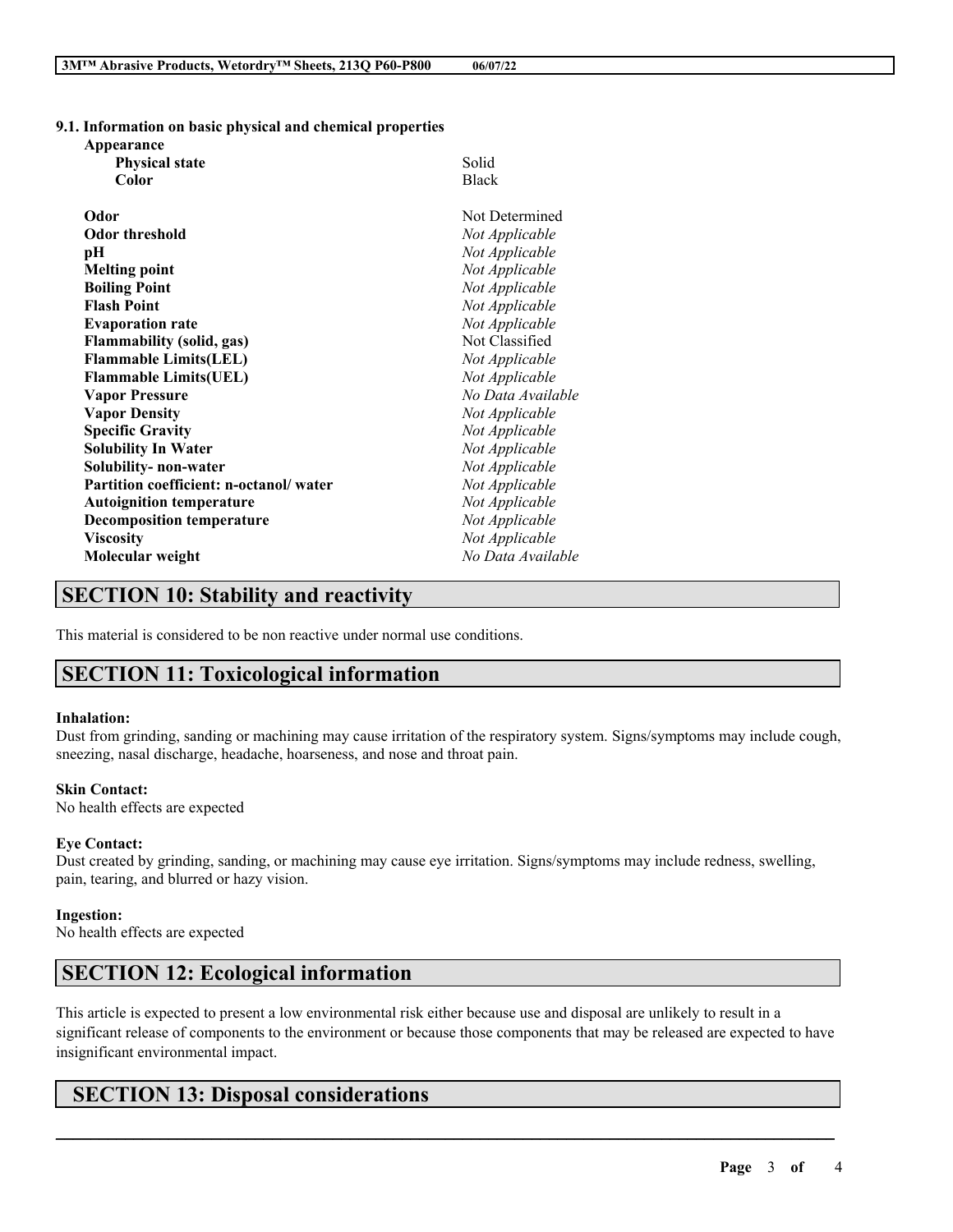### 9.1. Information on basic physical and chemical properties

| Property | Value |
| --- | --- |
| **Appearance** | |
| **Physical state** | Solid |
| **Color** | Black |
| **Odor** | Not Determined |
| **Odor threshold** | *Not Applicable* |
| **pH** | *Not Applicable* |
| **Melting point** | *Not Applicable* |
| **Boiling Point** | *Not Applicable* |
| **Flash Point** | *Not Applicable* |
| **Evaporation rate** | *Not Applicable* |
| **Flammability (solid, gas)** | Not Classified |
| **Flammable Limits(LEL)** | *Not Applicable* |
| **Flammable Limits(UEL)** | *Not Applicable* |
| **Vapor Pressure** | *No Data Available* |
| **Vapor Density** | *Not Applicable* |
| **Specific Gravity** | *Not Applicable* |
| **Solubility In Water** | *Not Applicable* |
| **Solubility- non-water** | *Not Applicable* |
| **Partition coefficient: n-octanol/ water** | *Not Applicable* |
| **Autoignition temperature** | *Not Applicable* |
| **Decomposition temperature** | *Not Applicable* |
| **Viscosity** | *Not Applicable* |
| **Molecular weight** | *No Data Available* |

## SECTION 10: Stability and reactivity

This material is considered to be non reactive under normal use conditions.

## SECTION 11: Toxicological information

**Inhalation:**
Dust from grinding, sanding or machining may cause irritation of the respiratory system. Signs/symptoms may include cough, sneezing, nasal discharge, headache, hoarseness, and nose and throat pain.

**Skin Contact:**
No health effects are expected

**Eye Contact:**
Dust created by grinding, sanding, or machining may cause eye irritation. Signs/symptoms may include redness, swelling, pain, tearing, and blurred or hazy vision.

**Ingestion:**
No health effects are expected

## SECTION 12: Ecological information

This article is expected to present a low environmental risk either because use and disposal are unlikely to result in a significant release of components to the environment or because those components that may be released are expected to have insignificant environmental impact.

## SECTION 13: Disposal considerations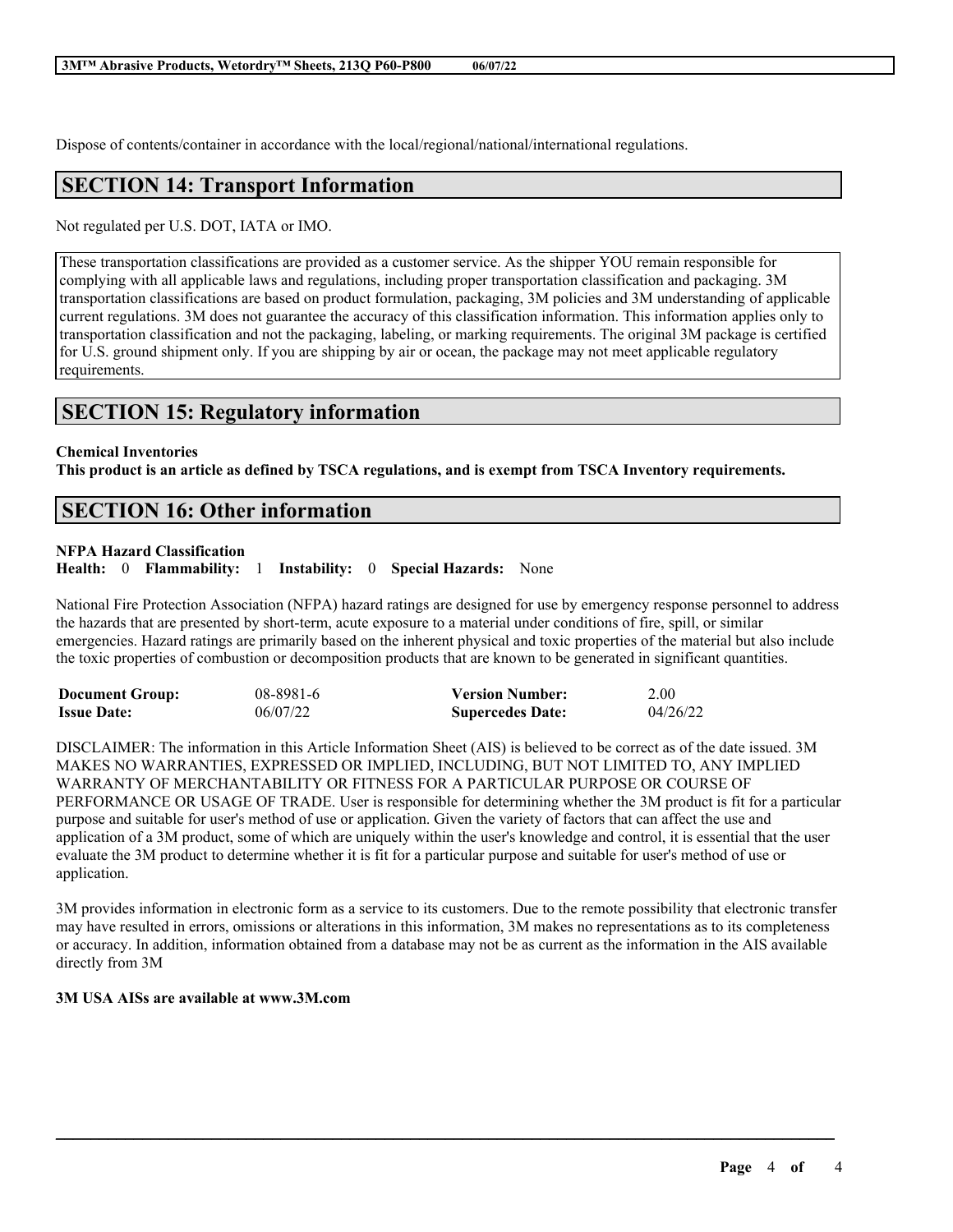Dispose of contents/container in accordance with the local/regional/national/international regulations.

## SECTION 14: Transport Information

Not regulated per U.S. DOT, IATA or IMO.

These transportation classifications are provided as a customer service. As the shipper YOU remain responsible for complying with all applicable laws and regulations, including proper transportation classification and packaging. 3M transportation classifications are based on product formulation, packaging, 3M policies and 3M understanding of applicable current regulations. 3M does not guarantee the accuracy of this classification information. This information applies only to transportation classification and not the packaging, labeling, or marking requirements. The original 3M package is certified for U.S. ground shipment only. If you are shipping by air or ocean, the package may not meet applicable regulatory requirements.

## SECTION 15: Regulatory information

**Chemical Inventories**

**This product is an article as defined by TSCA regulations, and is exempt from TSCA Inventory requirements.**

## SECTION 16: Other information

**NFPA Hazard Classification**

**Health:** 0 **Flammability:** 1 **Instability:** 0 **Special Hazards:** None

National Fire Protection Association (NFPA) hazard ratings are designed for use by emergency response personnel to address the hazards that are presented by short-term, acute exposure to a material under conditions of fire, spill, or similar emergencies. Hazard ratings are primarily based on the inherent physical and toxic properties of the material but also include the toxic properties of combustion or decomposition products that are known to be generated in significant quantities.

| | | | |
|---|---|---|---|
| **Document Group:** | 08-8981-6 | **Version Number:** | 2.00 |
| **Issue Date:** | 06/07/22 | **Supercedes Date:** | 04/26/22 |

DISCLAIMER: The information in this Article Information Sheet (AIS) is believed to be correct as of the date issued. 3M MAKES NO WARRANTIES, EXPRESSED OR IMPLIED, INCLUDING, BUT NOT LIMITED TO, ANY IMPLIED WARRANTY OF MERCHANTABILITY OR FITNESS FOR A PARTICULAR PURPOSE OR COURSE OF PERFORMANCE OR USAGE OF TRADE. User is responsible for determining whether the 3M product is fit for a particular purpose and suitable for user's method of use or application. Given the variety of factors that can affect the use and application of a 3M product, some of which are uniquely within the user's knowledge and control, it is essential that the user evaluate the 3M product to determine whether it is fit for a particular purpose and suitable for user's method of use or application.

3M provides information in electronic form as a service to its customers. Due to the remote possibility that electronic transfer may have resulted in errors, omissions or alterations in this information, 3M makes no representations as to its completeness or accuracy. In addition, information obtained from a database may not be as current as the information in the AIS available directly from 3M

**3M USA AISs are available at www.3M.com**